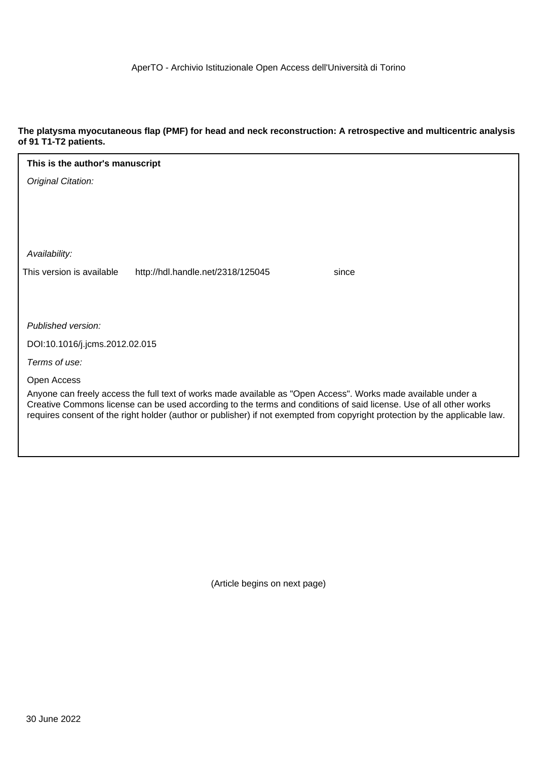AperTO - Archivio Istituzionale Open Access dell'Università di Torino

**The platysma myocutaneous flap (PMF) for head and neck reconstruction: A retrospective and multicentric analysis of 91 T1-T2 patients.**

**This is the author's manuscript**

*Original Citation:*

*Availability:*

This version is available http://hdl.handle.net/2318/125045 since

*Published version:*

DOI:10.1016/j.jcms.2012.02.015

*Terms of use:*

Open Access

Anyone can freely access the full text of works made available as "Open Access". Works made available under a Creative Commons license can be used according to the terms and conditions of said license. Use of all other works requires consent of the right holder (author or publisher) if not exempted from copyright protection by the applicable law.

(Article begins on next page)

30 June 2022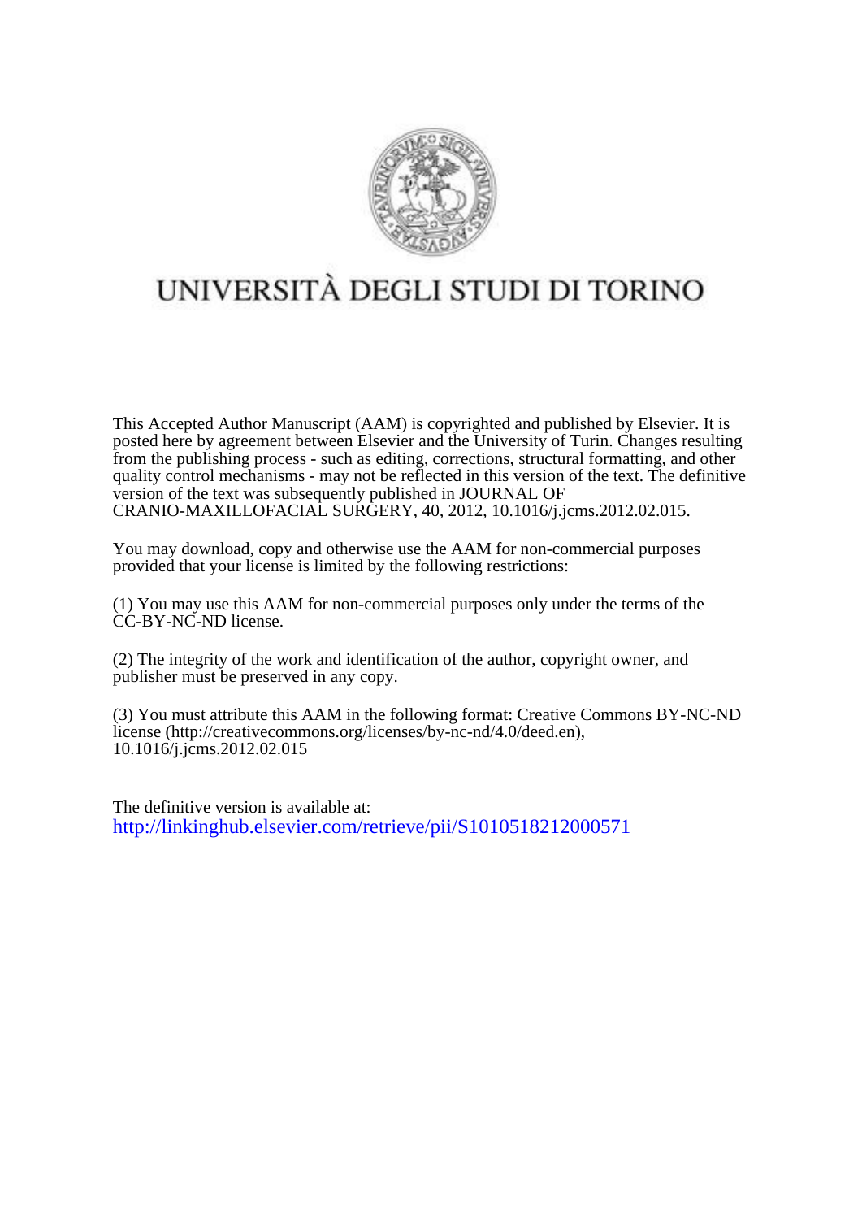UNIVERSITÀ DEGLI STUDI DI TORINO

This Accepted Author Manuscript (AAM) is copyrighted and published by Elsevier. It is posted here by agreement between Elsevier and the University of Turin. Changes resulting from the publishing process - such as editing, corrections, structural formatting, and other quality control mechanisms - may not be reflected in this version of the text. The definitive version of the text was subsequently published in JOURNAL OF CRANIO-MAXILLOFACIAL SURGERY, 40, 2012, 10.1016/j.jcms.2012.02.015.

You may download, copy and otherwise use the AAM for non-commercial purposes provided that your license is limited by the following restrictions:

(1) You may use this AAM for non-commercial purposes only under the terms of the CC-BY-NC-ND license.

(2) The integrity of the work and identification of the author, copyright owner, and publisher must be preserved in any copy.

(3) You must attribute this AAM in the following format: Creative Commons BY-NC-ND license (http://creativecommons.org/licenses/by-nc-nd/4.0/deed.en), 10.1016/j.jcms.2012.02.015

The definitive version is available at:
http://linkinghub.elsevier.com/retrieve/pii/S1010518212000571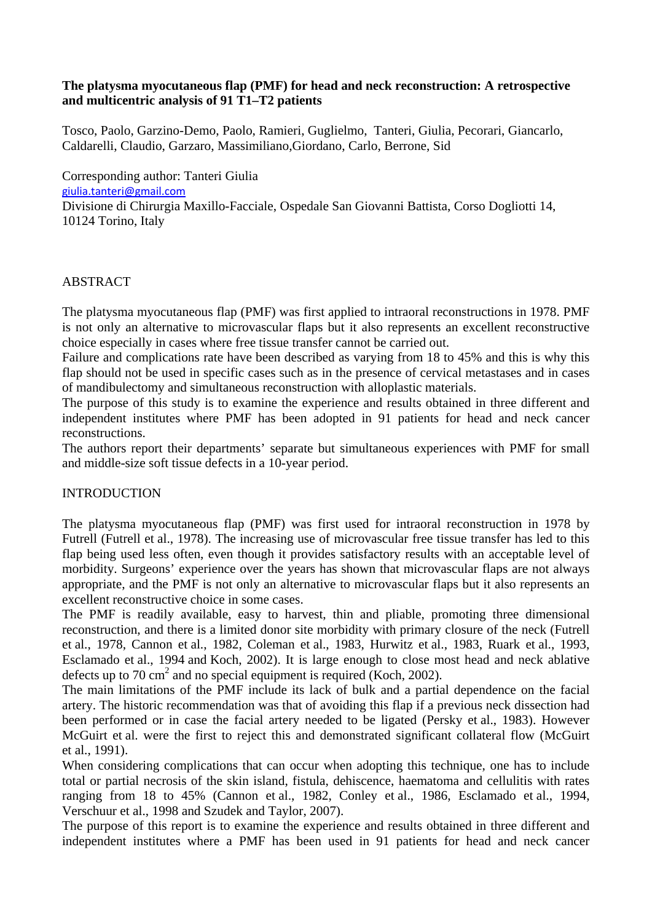**The platysma myocutaneous flap (PMF) for head and neck reconstruction: A retrospective and multicentric analysis of 91 T1–T2 patients**

Tosco, Paolo, Garzino-Demo, Paolo, Ramieri, Guglielmo, Tanteri, Giulia, Pecorari, Giancarlo, Caldarelli, Claudio, Garzaro, Massimiliano,Giordano, Carlo, Berrone, Sid

Corresponding author: Tanteri Giulia
giulia.tanteri@gmail.com
Divisione di Chirurgia Maxillo-Facciale, Ospedale San Giovanni Battista, Corso Dogliotti 14, 10124 Torino, Italy

ABSTRACT

The platysma myocutaneous flap (PMF) was first applied to intraoral reconstructions in 1978. PMF is not only an alternative to microvascular flaps but it also represents an excellent reconstructive choice especially in cases where free tissue transfer cannot be carried out.
Failure and complications rate have been described as varying from 18 to 45% and this is why this flap should not be used in specific cases such as in the presence of cervical metastases and in cases of mandibulectomy and simultaneous reconstruction with alloplastic materials.
The purpose of this study is to examine the experience and results obtained in three different and independent institutes where PMF has been adopted in 91 patients for head and neck cancer reconstructions.
The authors report their departments' separate but simultaneous experiences with PMF for small and middle-size soft tissue defects in a 10-year period.

INTRODUCTION

The platysma myocutaneous flap (PMF) was first used for intraoral reconstruction in 1978 by Futrell (Futrell et al., 1978). The increasing use of microvascular free tissue transfer has led to this flap being used less often, even though it provides satisfactory results with an acceptable level of morbidity. Surgeons' experience over the years has shown that microvascular flaps are not always appropriate, and the PMF is not only an alternative to microvascular flaps but it also represents an excellent reconstructive choice in some cases.
The PMF is readily available, easy to harvest, thin and pliable, promoting three dimensional reconstruction, and there is a limited donor site morbidity with primary closure of the neck (Futrell et al., 1978, Cannon et al., 1982, Coleman et al., 1983, Hurwitz et al., 1983, Ruark et al., 1993, Esclamado et al., 1994 and Koch, 2002). It is large enough to close most head and neck ablative defects up to 70 cm$^2$ and no special equipment is required (Koch, 2002).
The main limitations of the PMF include its lack of bulk and a partial dependence on the facial artery. The historic recommendation was that of avoiding this flap if a previous neck dissection had been performed or in case the facial artery needed to be ligated (Persky et al., 1983). However McGuirt et al. were the first to reject this and demonstrated significant collateral flow (McGuirt et al., 1991).
When considering complications that can occur when adopting this technique, one has to include total or partial necrosis of the skin island, fistula, dehiscence, haematoma and cellulitis with rates ranging from 18 to 45% (Cannon et al., 1982, Conley et al., 1986, Esclamado et al., 1994, Verschuur et al., 1998 and Szudek and Taylor, 2007).
The purpose of this report is to examine the experience and results obtained in three different and independent institutes where a PMF has been used in 91 patients for head and neck cancer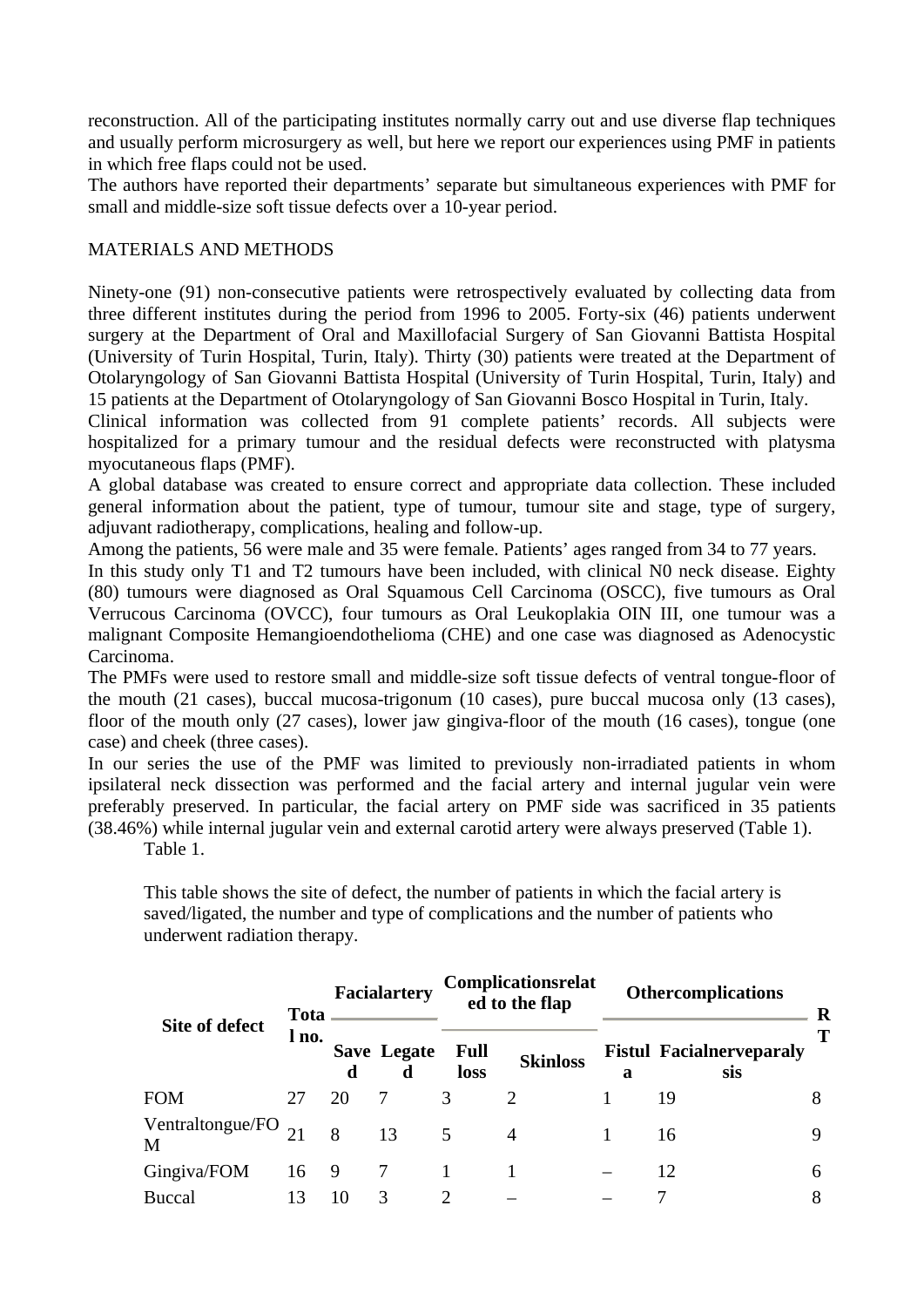reconstruction. All of the participating institutes normally carry out and use diverse flap techniques and usually perform microsurgery as well, but here we report our experiences using PMF in patients in which free flaps could not be used.
The authors have reported their departments' separate but simultaneous experiences with PMF for small and middle-size soft tissue defects over a 10-year period.

## MATERIALS AND METHODS

Ninety-one (91) non-consecutive patients were retrospectively evaluated by collecting data from three different institutes during the period from 1996 to 2005. Forty-six (46) patients underwent surgery at the Department of Oral and Maxillofacial Surgery of San Giovanni Battista Hospital (University of Turin Hospital, Turin, Italy). Thirty (30) patients were treated at the Department of Otolaryngology of San Giovanni Battista Hospital (University of Turin Hospital, Turin, Italy) and 15 patients at the Department of Otolaryngology of San Giovanni Bosco Hospital in Turin, Italy.
Clinical information was collected from 91 complete patients' records. All subjects were hospitalized for a primary tumour and the residual defects were reconstructed with platysma myocutaneous flaps (PMF).
A global database was created to ensure correct and appropriate data collection. These included general information about the patient, type of tumour, tumour site and stage, type of surgery, adjuvant radiotherapy, complications, healing and follow-up.
Among the patients, 56 were male and 35 were female. Patients' ages ranged from 34 to 77 years.
In this study only T1 and T2 tumours have been included, with clinical N0 neck disease. Eighty (80) tumours were diagnosed as Oral Squamous Cell Carcinoma (OSCC), five tumours as Oral Verrucous Carcinoma (OVCC), four tumours as Oral Leukoplakia OIN III, one tumour was a malignant Composite Hemangioendothelioma (CHE) and one case was diagnosed as Adenocystic Carcinoma.
The PMFs were used to restore small and middle-size soft tissue defects of ventral tongue-floor of the mouth (21 cases), buccal mucosa-trigonum (10 cases), pure buccal mucosa only (13 cases), floor of the mouth only (27 cases), lower jaw gingiva-floor of the mouth (16 cases), tongue (one case) and cheek (three cases).
In our series the use of the PMF was limited to previously non-irradiated patients in whom ipsilateral neck dissection was performed and the facial artery and internal jugular vein were preferably preserved. In particular, the facial artery on PMF side was sacrificed in 35 patients (38.46%) while internal jugular vein and external carotid artery were always preserved (Table 1).

Table 1.

This table shows the site of defect, the number of patients in which the facial artery is saved/ligated, the number and type of complications and the number of patients who underwent radiation therapy.

| Site of defect | Total no. | Facialartery | | Complicationsrelated to the flap | | Othercomplications | | RT |
|---|---|---|---|---|---|---|---|---|
| | | Saved | Legated | Full loss | Skinloss | Fistula | Facialnerveparalysis | |
| FOM | 27 | 20 | 7 | 3 | 2 | 1 | 19 | 8 |
| Ventraltongue/FOM | 21 | 8 | 13 | 5 | 4 | 1 | 16 | 9 |
| Gingiva/FOM | 16 | 9 | 7 | 1 | 1 | – | 12 | 6 |
| Buccal | 13 | 10 | 3 | 2 | – | – | 7 | 8 |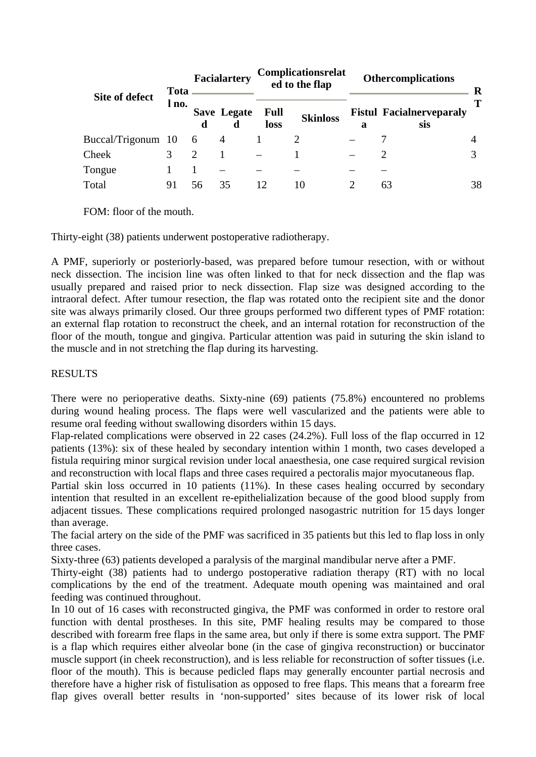| Site of defect | Total no. | Facial artery | | Complications related to the flap | | Other complications | | RT |
|---|---|---|---|---|---|---|---|---|
| | | Saved | Legated | Full loss | Skin loss | Fistula | Facial nerve paralysis | |
| Buccal/Trigonum | 10 | 6 | 4 | 1 | 2 | – | 7 | 4 |
| Cheek | 3 | 2 | 1 | – | 1 | – | 2 | 3 |
| Tongue | 1 | 1 | – | – | – | – | – | |
| Total | 91 | 56 | 35 | 12 | 10 | 2 | 63 | 38 |

FOM: floor of the mouth.

Thirty-eight (38) patients underwent postoperative radiotherapy.

A PMF, superiorly or posteriorly-based, was prepared before tumour resection, with or without neck dissection. The incision line was often linked to that for neck dissection and the flap was usually prepared and raised prior to neck dissection. Flap size was designed according to the intraoral defect. After tumour resection, the flap was rotated onto the recipient site and the donor site was always primarily closed. Our three groups performed two different types of PMF rotation: an external flap rotation to reconstruct the cheek, and an internal rotation for reconstruction of the floor of the mouth, tongue and gingiva. Particular attention was paid in suturing the skin island to the muscle and in not stretching the flap during its harvesting.

## RESULTS

There were no perioperative deaths. Sixty-nine (69) patients (75.8%) encountered no problems during wound healing process. The flaps were well vascularized and the patients were able to resume oral feeding without swallowing disorders within 15 days.

Flap-related complications were observed in 22 cases (24.2%). Full loss of the flap occurred in 12 patients (13%): six of these healed by secondary intention within 1 month, two cases developed a fistula requiring minor surgical revision under local anaesthesia, one case required surgical revision and reconstruction with local flaps and three cases required a pectoralis major myocutaneous flap.

Partial skin loss occurred in 10 patients (11%). In these cases healing occurred by secondary intention that resulted in an excellent re-epithelialization because of the good blood supply from adjacent tissues. These complications required prolonged nasogastric nutrition for 15 days longer than average.

The facial artery on the side of the PMF was sacrificed in 35 patients but this led to flap loss in only three cases.

Sixty-three (63) patients developed a paralysis of the marginal mandibular nerve after a PMF.

Thirty-eight (38) patients had to undergo postoperative radiation therapy (RT) with no local complications by the end of the treatment. Adequate mouth opening was maintained and oral feeding was continued throughout.

In 10 out of 16 cases with reconstructed gingiva, the PMF was conformed in order to restore oral function with dental prostheses. In this site, PMF healing results may be compared to those described with forearm free flaps in the same area, but only if there is some extra support. The PMF is a flap which requires either alveolar bone (in the case of gingiva reconstruction) or buccinator muscle support (in cheek reconstruction), and is less reliable for reconstruction of softer tissues (i.e. floor of the mouth). This is because pedicled flaps may generally encounter partial necrosis and therefore have a higher risk of fistulisation as opposed to free flaps. This means that a forearm free flap gives overall better results in 'non-supported' sites because of its lower risk of local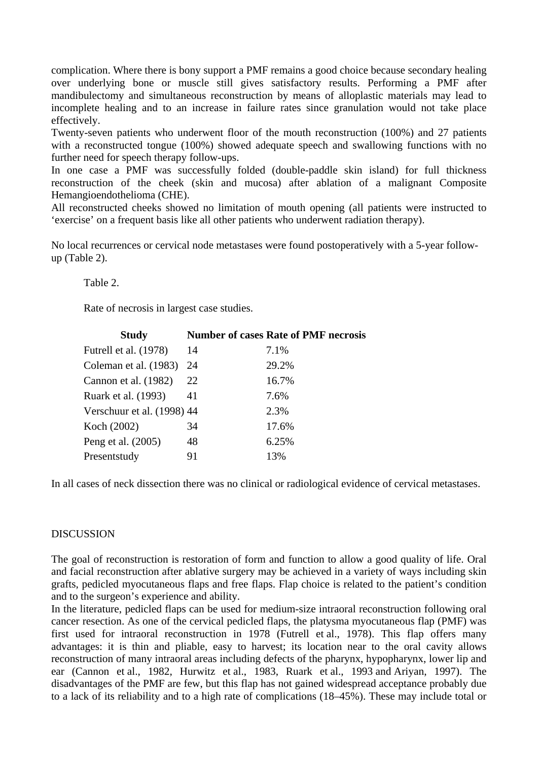complication. Where there is bony support a PMF remains a good choice because secondary healing over underlying bone or muscle still gives satisfactory results. Performing a PMF after mandibulectomy and simultaneous reconstruction by means of alloplastic materials may lead to incomplete healing and to an increase in failure rates since granulation would not take place effectively.

Twenty-seven patients who underwent floor of the mouth reconstruction (100%) and 27 patients with a reconstructed tongue (100%) showed adequate speech and swallowing functions with no further need for speech therapy follow-ups.

In one case a PMF was successfully folded (double-paddle skin island) for full thickness reconstruction of the cheek (skin and mucosa) after ablation of a malignant Composite Hemangioendothelioma (CHE).

All reconstructed cheeks showed no limitation of mouth opening (all patients were instructed to 'exercise' on a frequent basis like all other patients who underwent radiation therapy).

No local recurrences or cervical node metastases were found postoperatively with a 5-year follow-up (Table 2).

Table 2.

Rate of necrosis in largest case studies.

| Study | Number of cases | Rate of PMF necrosis |
|---|---|---|
| Futrell et al. (1978) | 14 | 7.1% |
| Coleman et al. (1983) | 24 | 29.2% |
| Cannon et al. (1982) | 22 | 16.7% |
| Ruark et al. (1993) | 41 | 7.6% |
| Verschuur et al. (1998) | 44 | 2.3% |
| Koch (2002) | 34 | 17.6% |
| Peng et al. (2005) | 48 | 6.25% |
| Presentstudy | 91 | 13% |

In all cases of neck dissection there was no clinical or radiological evidence of cervical metastases.

## DISCUSSION

The goal of reconstruction is restoration of form and function to allow a good quality of life. Oral and facial reconstruction after ablative surgery may be achieved in a variety of ways including skin grafts, pedicled myocutaneous flaps and free flaps. Flap choice is related to the patient's condition and to the surgeon's experience and ability.

In the literature, pedicled flaps can be used for medium-size intraoral reconstruction following oral cancer resection. As one of the cervical pedicled flaps, the platysma myocutaneous flap (PMF) was first used for intraoral reconstruction in 1978 (Futrell et al., 1978). This flap offers many advantages: it is thin and pliable, easy to harvest; its location near to the oral cavity allows reconstruction of many intraoral areas including defects of the pharynx, hypopharynx, lower lip and ear (Cannon et al., 1982, Hurwitz et al., 1983, Ruark et al., 1993 and Ariyan, 1997). The disadvantages of the PMF are few, but this flap has not gained widespread acceptance probably due to a lack of its reliability and to a high rate of complications (18–45%). These may include total or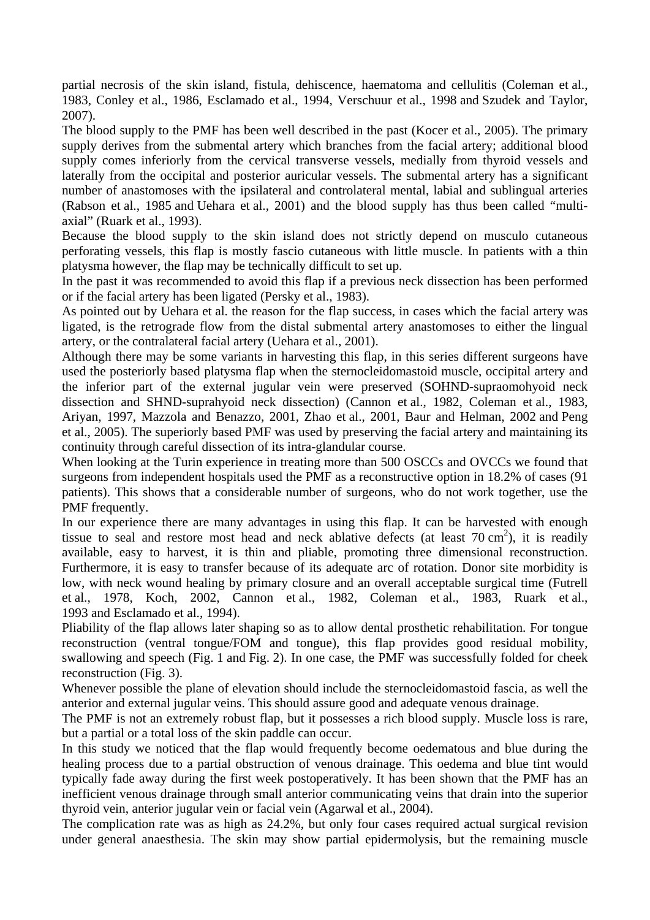partial necrosis of the skin island, fistula, dehiscence, haematoma and cellulitis (Coleman et al., 1983, Conley et al., 1986, Esclamado et al., 1994, Verschuur et al., 1998 and Szudek and Taylor, 2007).

The blood supply to the PMF has been well described in the past (Kocer et al., 2005). The primary supply derives from the submental artery which branches from the facial artery; additional blood supply comes inferiorly from the cervical transverse vessels, medially from thyroid vessels and laterally from the occipital and posterior auricular vessels. The submental artery has a significant number of anastomoses with the ipsilateral and controlateral mental, labial and sublingual arteries (Rabson et al., 1985 and Uehara et al., 2001) and the blood supply has thus been called "multi-axial" (Ruark et al., 1993).

Because the blood supply to the skin island does not strictly depend on musculo cutaneous perforating vessels, this flap is mostly fascio cutaneous with little muscle. In patients with a thin platysma however, the flap may be technically difficult to set up.

In the past it was recommended to avoid this flap if a previous neck dissection has been performed or if the facial artery has been ligated (Persky et al., 1983).

As pointed out by Uehara et al. the reason for the flap success, in cases which the facial artery was ligated, is the retrograde flow from the distal submental artery anastomoses to either the lingual artery, or the contralateral facial artery (Uehara et al., 2001).

Although there may be some variants in harvesting this flap, in this series different surgeons have used the posteriorly based platysma flap when the sternocleidomastoid muscle, occipital artery and the inferior part of the external jugular vein were preserved (SOHND-supraomohyoid neck dissection and SHND-suprahyoid neck dissection) (Cannon et al., 1982, Coleman et al., 1983, Ariyan, 1997, Mazzola and Benazzo, 2001, Zhao et al., 2001, Baur and Helman, 2002 and Peng et al., 2005). The superiorly based PMF was used by preserving the facial artery and maintaining its continuity through careful dissection of its intra-glandular course.

When looking at the Turin experience in treating more than 500 OSCCs and OVCCs we found that surgeons from independent hospitals used the PMF as a reconstructive option in 18.2% of cases (91 patients). This shows that a considerable number of surgeons, who do not work together, use the PMF frequently.

In our experience there are many advantages in using this flap. It can be harvested with enough tissue to seal and restore most head and neck ablative defects (at least 70 $cm^2$), it is readily available, easy to harvest, it is thin and pliable, promoting three dimensional reconstruction. Furthermore, it is easy to transfer because of its adequate arc of rotation. Donor site morbidity is low, with neck wound healing by primary closure and an overall acceptable surgical time (Futrell et al., 1978, Koch, 2002, Cannon et al., 1982, Coleman et al., 1983, Ruark et al., 1993 and Esclamado et al., 1994).

Pliability of the flap allows later shaping so as to allow dental prosthetic rehabilitation. For tongue reconstruction (ventral tongue/FOM and tongue), this flap provides good residual mobility, swallowing and speech (Fig. 1 and Fig. 2). In one case, the PMF was successfully folded for cheek reconstruction (Fig. 3).

Whenever possible the plane of elevation should include the sternocleidomastoid fascia, as well the anterior and external jugular veins. This should assure good and adequate venous drainage.

The PMF is not an extremely robust flap, but it possesses a rich blood supply. Muscle loss is rare, but a partial or a total loss of the skin paddle can occur.

In this study we noticed that the flap would frequently become oedematous and blue during the healing process due to a partial obstruction of venous drainage. This oedema and blue tint would typically fade away during the first week postoperatively. It has been shown that the PMF has an inefficient venous drainage through small anterior communicating veins that drain into the superior thyroid vein, anterior jugular vein or facial vein (Agarwal et al., 2004).

The complication rate was as high as 24.2%, but only four cases required actual surgical revision under general anaesthesia. The skin may show partial epidermolysis, but the remaining muscle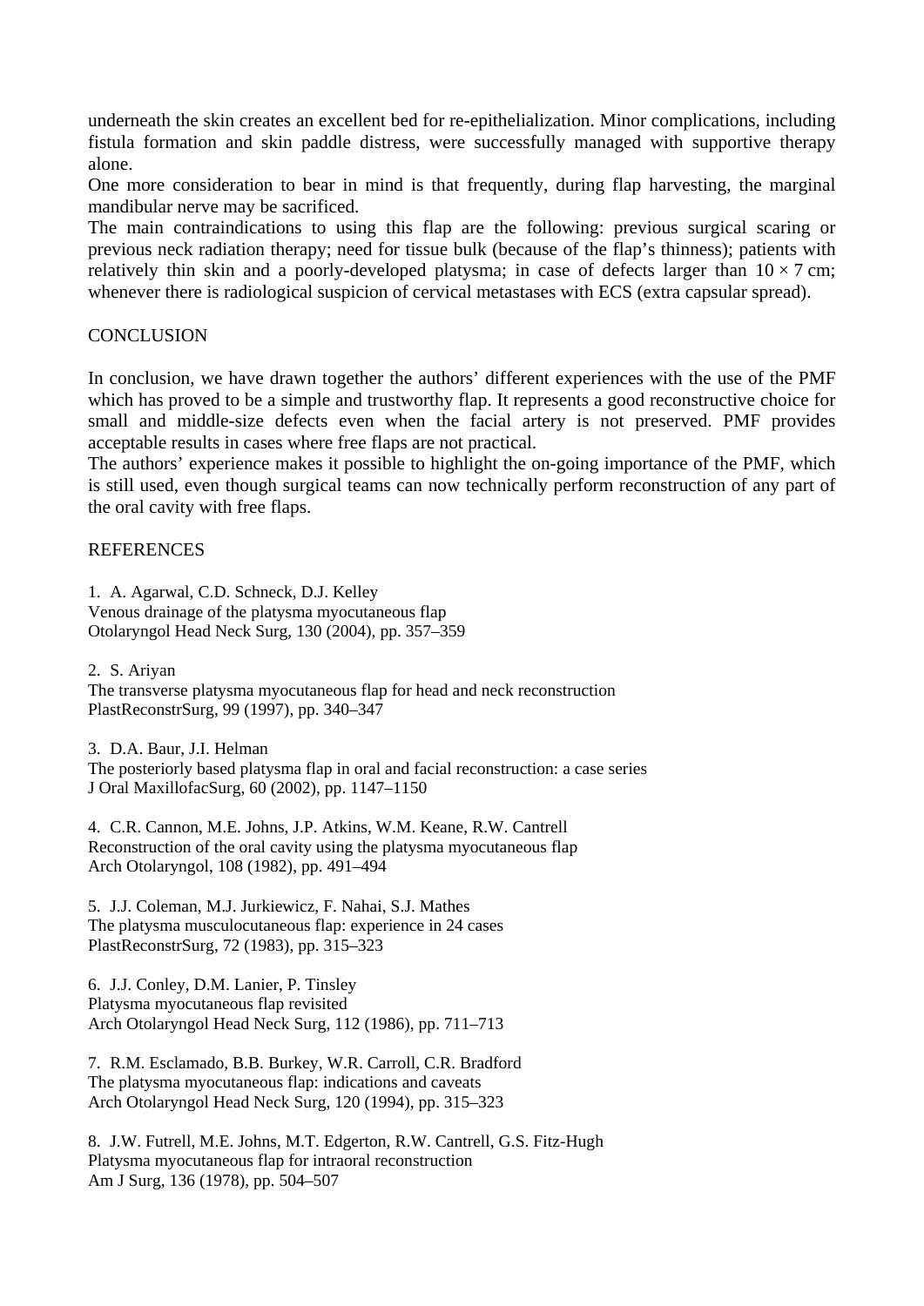underneath the skin creates an excellent bed for re-epithelialization. Minor complications, including fistula formation and skin paddle distress, were successfully managed with supportive therapy alone.

One more consideration to bear in mind is that frequently, during flap harvesting, the marginal mandibular nerve may be sacrificed.

The main contraindications to using this flap are the following: previous surgical scaring or previous neck radiation therapy; need for tissue bulk (because of the flap's thinness); patients with relatively thin skin and a poorly-developed platysma; in case of defects larger than $10 \times 7$ cm; whenever there is radiological suspicion of cervical metastases with ECS (extra capsular spread).

## CONCLUSION

In conclusion, we have drawn together the authors' different experiences with the use of the PMF which has proved to be a simple and trustworthy flap. It represents a good reconstructive choice for small and middle-size defects even when the facial artery is not preserved. PMF provides acceptable results in cases where free flaps are not practical.

The authors' experience makes it possible to highlight the on-going importance of the PMF, which is still used, even though surgical teams can now technically perform reconstruction of any part of the oral cavity with free flaps.

## REFERENCES

1. A. Agarwal, C.D. Schneck, D.J. Kelley
Venous drainage of the platysma myocutaneous flap
Otolaryngol Head Neck Surg, 130 (2004), pp. 357–359

2. S. Ariyan
The transverse platysma myocutaneous flap for head and neck reconstruction
PlastReconstrSurg, 99 (1997), pp. 340–347

3. D.A. Baur, J.I. Helman
The posteriorly based platysma flap in oral and facial reconstruction: a case series
J Oral MaxillofacSurg, 60 (2002), pp. 1147–1150

4. C.R. Cannon, M.E. Johns, J.P. Atkins, W.M. Keane, R.W. Cantrell
Reconstruction of the oral cavity using the platysma myocutaneous flap
Arch Otolaryngol, 108 (1982), pp. 491–494

5. J.J. Coleman, M.J. Jurkiewicz, F. Nahai, S.J. Mathes
The platysma musculocutaneous flap: experience in 24 cases
PlastReconstrSurg, 72 (1983), pp. 315–323

6. J.J. Conley, D.M. Lanier, P. Tinsley
Platysma myocutaneous flap revisited
Arch Otolaryngol Head Neck Surg, 112 (1986), pp. 711–713

7. R.M. Esclamado, B.B. Burkey, W.R. Carroll, C.R. Bradford
The platysma myocutaneous flap: indications and caveats
Arch Otolaryngol Head Neck Surg, 120 (1994), pp. 315–323

8. J.W. Futrell, M.E. Johns, M.T. Edgerton, R.W. Cantrell, G.S. Fitz-Hugh
Platysma myocutaneous flap for intraoral reconstruction
Am J Surg, 136 (1978), pp. 504–507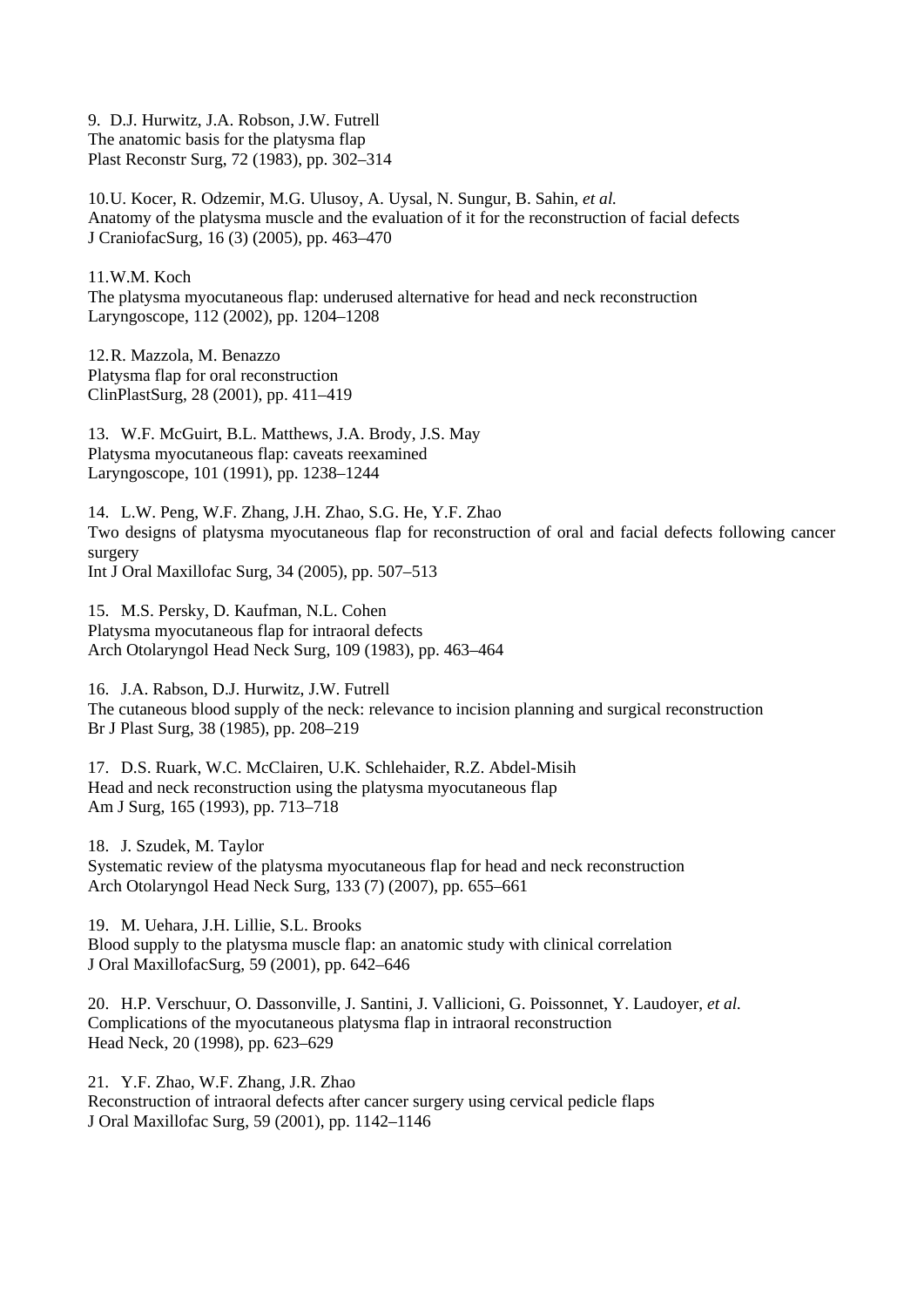9. D.J. Hurwitz, J.A. Robson, J.W. Futrell
The anatomic basis for the platysma flap
Plast Reconstr Surg, 72 (1983), pp. 302–314

10. U. Kocer, R. Odzemir, M.G. Ulusoy, A. Uysal, N. Sungur, B. Sahin, *et al.*
Anatomy of the platysma muscle and the evaluation of it for the reconstruction of facial defects
J CraniofacSurg, 16 (3) (2005), pp. 463–470

11. W.M. Koch
The platysma myocutaneous flap: underused alternative for head and neck reconstruction
Laryngoscope, 112 (2002), pp. 1204–1208

12. R. Mazzola, M. Benazzo
Platysma flap for oral reconstruction
ClinPlastSurg, 28 (2001), pp. 411–419

13. W.F. McGuirt, B.L. Matthews, J.A. Brody, J.S. May
Platysma myocutaneous flap: caveats reexamined
Laryngoscope, 101 (1991), pp. 1238–1244

14. L.W. Peng, W.F. Zhang, J.H. Zhao, S.G. He, Y.F. Zhao
Two designs of platysma myocutaneous flap for reconstruction of oral and facial defects following cancer surgery
Int J Oral Maxillofac Surg, 34 (2005), pp. 507–513

15. M.S. Persky, D. Kaufman, N.L. Cohen
Platysma myocutaneous flap for intraoral defects
Arch Otolaryngol Head Neck Surg, 109 (1983), pp. 463–464

16. J.A. Rabson, D.J. Hurwitz, J.W. Futrell
The cutaneous blood supply of the neck: relevance to incision planning and surgical reconstruction
Br J Plast Surg, 38 (1985), pp. 208–219

17. D.S. Ruark, W.C. McClairen, U.K. Schlehaider, R.Z. Abdel-Misih
Head and neck reconstruction using the platysma myocutaneous flap
Am J Surg, 165 (1993), pp. 713–718

18. J. Szudek, M. Taylor
Systematic review of the platysma myocutaneous flap for head and neck reconstruction
Arch Otolaryngol Head Neck Surg, 133 (7) (2007), pp. 655–661

19. M. Uehara, J.H. Lillie, S.L. Brooks
Blood supply to the platysma muscle flap: an anatomic study with clinical correlation
J Oral MaxillofacSurg, 59 (2001), pp. 642–646

20. H.P. Verschuur, O. Dassonville, J. Santini, J. Vallicioni, G. Poissonnet, Y. Laudoyer, *et al.*
Complications of the myocutaneous platysma flap in intraoral reconstruction
Head Neck, 20 (1998), pp. 623–629

21. Y.F. Zhao, W.F. Zhang, J.R. Zhao
Reconstruction of intraoral defects after cancer surgery using cervical pedicle flaps
J Oral Maxillofac Surg, 59 (2001), pp. 1142–1146